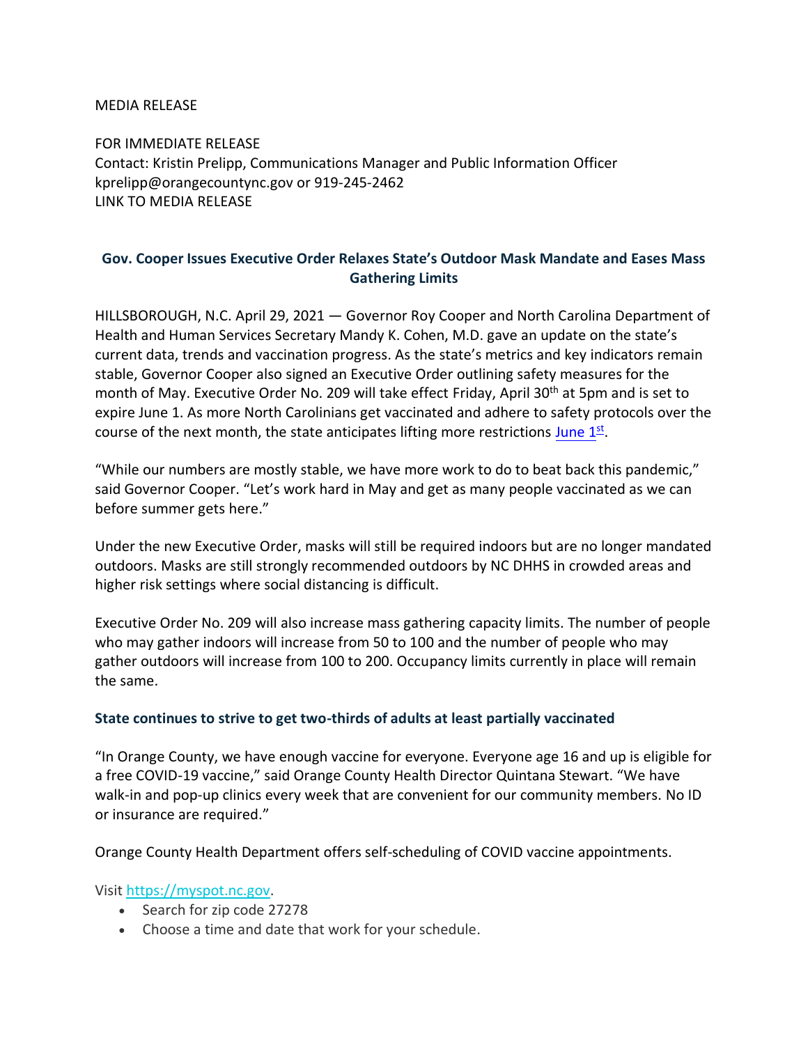MEDIA RELEASE

FOR IMMEDIATE RELEASE
Contact: Kristin Prelipp, Communications Manager and Public Information Officer
kprelipp@orangecountync.gov or 919-245-2462
LINK TO MEDIA RELEASE

## Gov. Cooper Issues Executive Order Relaxes State's Outdoor Mask Mandate and Eases Mass Gathering Limits

HILLSBOROUGH, N.C. April 29, 2021 — Governor Roy Cooper and North Carolina Department of Health and Human Services Secretary Mandy K. Cohen, M.D. gave an update on the state's current data, trends and vaccination progress. As the state's metrics and key indicators remain stable, Governor Cooper also signed an Executive Order outlining safety measures for the month of May. Executive Order No. 209 will take effect Friday, April 30th at 5pm and is set to expire June 1. As more North Carolinians get vaccinated and adhere to safety protocols over the course of the next month, the state anticipates lifting more restrictions June 1st.

"While our numbers are mostly stable, we have more work to do to beat back this pandemic," said Governor Cooper. "Let's work hard in May and get as many people vaccinated as we can before summer gets here."

Under the new Executive Order, masks will still be required indoors but are no longer mandated outdoors. Masks are still strongly recommended outdoors by NC DHHS in crowded areas and higher risk settings where social distancing is difficult.

Executive Order No. 209 will also increase mass gathering capacity limits. The number of people who may gather indoors will increase from 50 to 100 and the number of people who may gather outdoors will increase from 100 to 200. Occupancy limits currently in place will remain the same.

### State continues to strive to get two-thirds of adults at least partially vaccinated

"In Orange County, we have enough vaccine for everyone. Everyone age 16 and up is eligible for a free COVID-19 vaccine," said Orange County Health Director Quintana Stewart. "We have walk-in and pop-up clinics every week that are convenient for our community members. No ID or insurance are required."

Orange County Health Department offers self-scheduling of COVID vaccine appointments.

Visit https://myspot.nc.gov.

- Search for zip code 27278
- Choose a time and date that work for your schedule.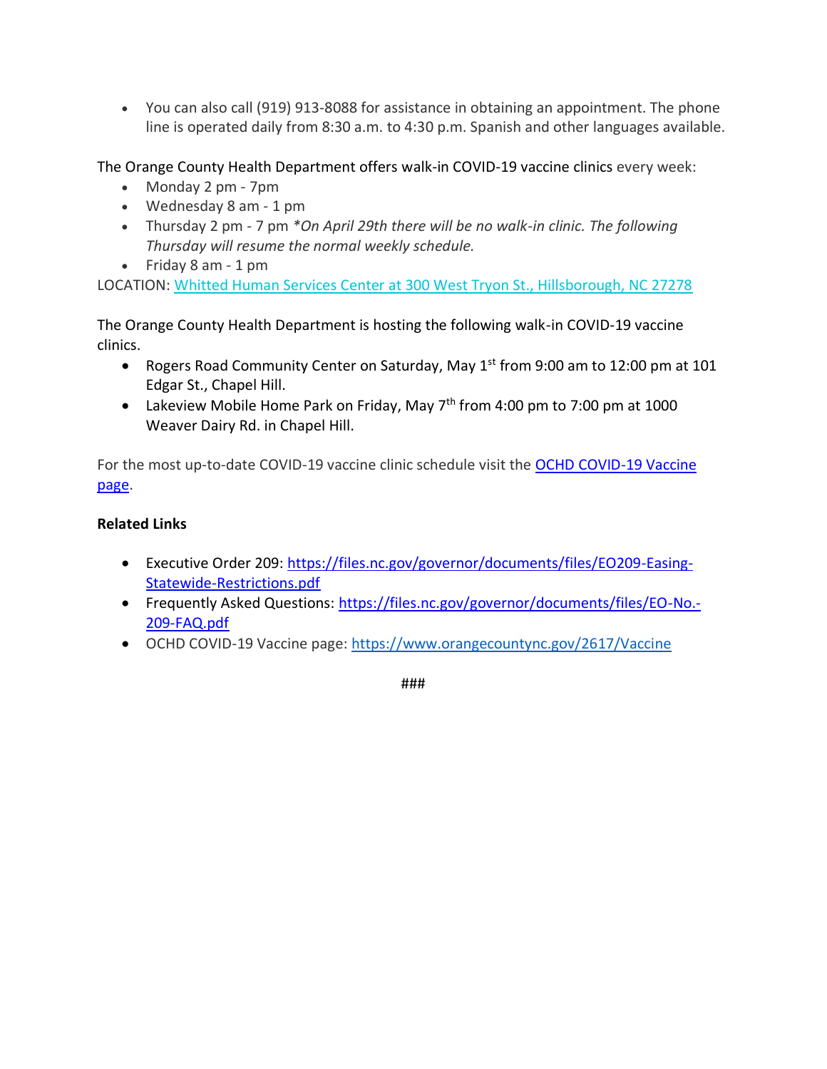- You can also call (919) 913-8088 for assistance in obtaining an appointment. The phone line is operated daily from 8:30 a.m. to 4:30 p.m. Spanish and other languages available.

The Orange County Health Department offers walk-in COVID-19 vaccine clinics every week:

- Monday 2 pm - 7pm
- Wednesday 8 am - 1 pm
- Thursday 2 pm - 7 pm *\*On April 29th there will be no walk-in clinic. The following Thursday will resume the normal weekly schedule.*
- Friday 8 am - 1 pm

LOCATION: [Whitted Human Services Center at 300 West Tryon St., Hillsborough, NC 27278]()

The Orange County Health Department is hosting the following walk-in COVID-19 vaccine clinics.

- Rogers Road Community Center on Saturday, May 1st from 9:00 am to 12:00 pm at 101 Edgar St., Chapel Hill.
- Lakeview Mobile Home Park on Friday, May 7th from 4:00 pm to 7:00 pm at 1000 Weaver Dairy Rd. in Chapel Hill.

For the most up-to-date COVID-19 vaccine clinic schedule visit the [OCHD COVID-19 Vaccine page]().

**Related Links**

- Executive Order 209: https://files.nc.gov/governor/documents/files/EO209-Easing-Statewide-Restrictions.pdf
- Frequently Asked Questions: https://files.nc.gov/governor/documents/files/EO-No.-209-FAQ.pdf
- OCHD COVID-19 Vaccine page: https://www.orangecountync.gov/2617/Vaccine

###